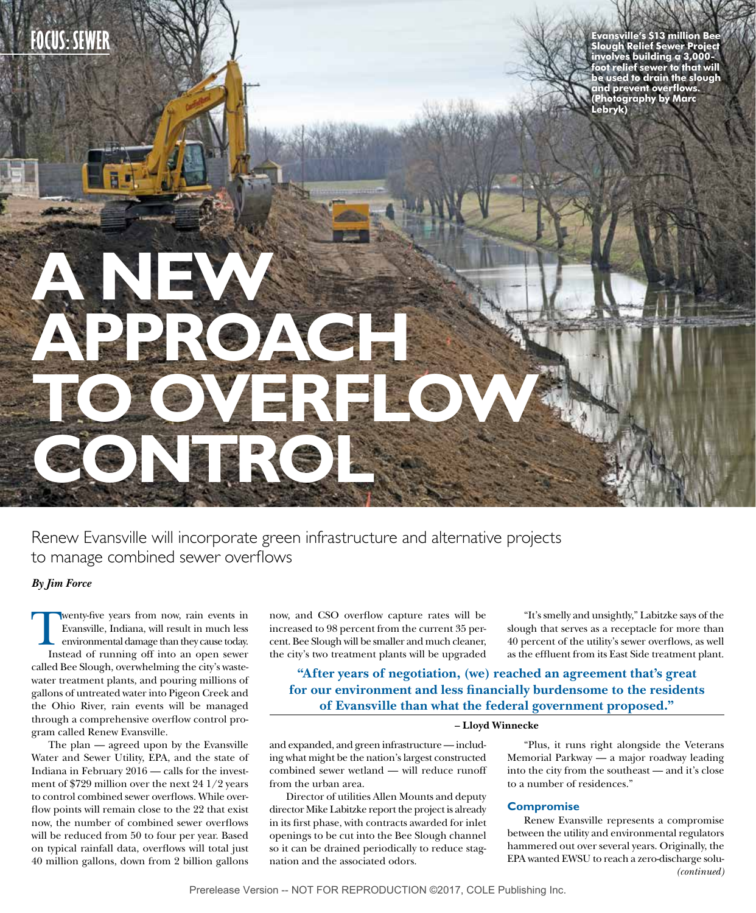FOCUS: SEWER

# A NEW APPROACH TO OVERFLOW CONTROL

Evansville's $13 million Bee Slough Relief Sewer Project involves building a 3,000-foot relief sewer to that will be used to drain the slough and prevent overflows. (Photography by Marc Lebryk)

Renew Evansville will incorporate green infrastructure and alternative projects to manage combined sewer overflows

***By Jim Force***

Twenty-five years from now, rain events in Evansville, Indiana, will result in much less environmental damage than they cause today. Instead of running off into an open sewer called Bee Slough, overwhelming the city's wastewater treatment plants, and pouring millions of gallons of untreated water into Pigeon Creek and the Ohio River, rain events will be managed through a comprehensive overflow control program called Renew Evansville.

The plan — agreed upon by the Evansville Water and Sewer Utility, EPA, and the state of Indiana in February 2016 — calls for the investment of $729 million over the next 24 1/2 years to control combined sewer overflows. While overflow points will remain close to the 22 that exist now, the number of combined sewer overflows will be reduced from 50 to four per year. Based on typical rainfall data, overflows will total just 40 million gallons, down from 2 billion gallons now, and CSO overflow capture rates will be increased to 98 percent from the current 35 percent. Bee Slough will be smaller and much cleaner, the city's two treatment plants will be upgraded and expanded, and green infrastructure — including what might be the nation's largest constructed combined sewer wetland — will reduce runoff from the urban area.

Director of utilities Allen Mounts and deputy director Mike Labitzke report the project is already in its first phase, with contracts awarded for inlet openings to be cut into the Bee Slough channel so it can be drained periodically to reduce stagnation and the associated odors.

"It's smelly and unsightly," Labitzke says of the slough that serves as a receptacle for more than 40 percent of the utility's sewer overflows, as well as the effluent from its East Side treatment plant.

> **"After years of negotiation, (we) reached an agreement that's great for our environment and less financially burdensome to the residents of Evansville than what the federal government proposed."**
>
> **– Lloyd Winnecke**

"Plus, it runs right alongside the Veterans Memorial Parkway — a major roadway leading into the city from the southeast — and it's close to a number of residences."

### Compromise

Renew Evansville represents a compromise between the utility and environmental regulators hammered out over several years. Originally, the EPA wanted EWSU to reach a zero-discharge solu-

*(continued)*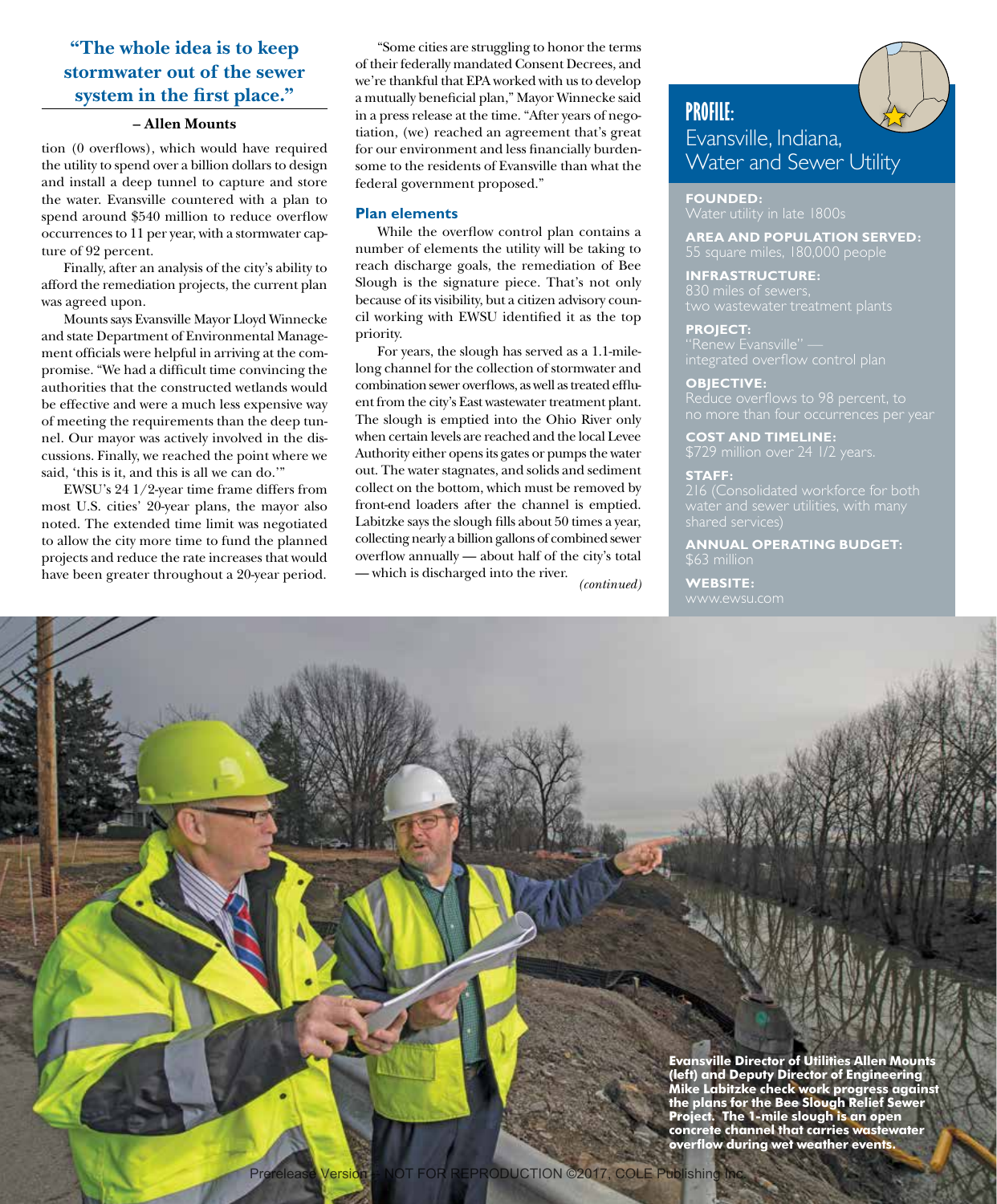> **"The whole idea is to keep stormwater out of the sewer system in the first place."**
>
> **– Allen Mounts**

tion (0 overflows), which would have required the utility to spend over a billion dollars to design and install a deep tunnel to capture and store the water. Evansville countered with a plan to spend around $540 million to reduce overflow occurrences to 11 per year, with a stormwater capture of 92 percent.

Finally, after an analysis of the city's ability to afford the remediation projects, the current plan was agreed upon.

Mounts says Evansville Mayor Lloyd Winnecke and state Department of Environmental Management officials were helpful in arriving at the compromise. "We had a difficult time convincing the authorities that the constructed wetlands would be effective and were a much less expensive way of meeting the requirements than the deep tunnel. Our mayor was actively involved in the discussions. Finally, we reached the point where we said, 'this is it, and this is all we can do.'"

EWSU's 24 1/2-year time frame differs from most U.S. cities' 20-year plans, the mayor also noted. The extended time limit was negotiated to allow the city more time to fund the planned projects and reduce the rate increases that would have been greater throughout a 20-year period.

"Some cities are struggling to honor the terms of their federally mandated Consent Decrees, and we're thankful that EPA worked with us to develop a mutually beneficial plan," Mayor Winnecke said in a press release at the time. "After years of negotiation, (we) reached an agreement that's great for our environment and less financially burdensome to the residents of Evansville than what the federal government proposed."

## Plan elements

While the overflow control plan contains a number of elements the utility will be taking to reach discharge goals, the remediation of Bee Slough is the signature piece. That's not only because of its visibility, but a citizen advisory council working with EWSU identified it as the top priority.

For years, the slough has served as a 1.1-mile-long channel for the collection of stormwater and combination sewer overflows, as well as treated effluent from the city's East wastewater treatment plant. The slough is emptied into the Ohio River only when certain levels are reached and the local Levee Authority either opens its gates or pumps the water out. The water stagnates, and solids and sediment collect on the bottom, which must be removed by front-end loaders after the channel is emptied. Labitzke says the slough fills about 50 times a year, collecting nearly a billion gallons of combined sewer overflow annually — about half of the city's total — which is discharged into the river.

*(continued)*

## PROFILE:
## Evansville, Indiana, Water and Sewer Utility

**FOUNDED:**
Water utility in late 1800s

**AREA AND POPULATION SERVED:**
55 square miles, 180,000 people

**INFRASTRUCTURE:**
830 miles of sewers,
two wastewater treatment plants

**PROJECT:**
"Renew Evansville" —
integrated overflow control plan

**OBJECTIVE:**
Reduce overflows to 98 percent, to no more than four occurrences per year

**COST AND TIMELINE:**
$729 million over 24 1/2 years.

**STAFF:**
216 (Consolidated workforce for both water and sewer utilities, with many shared services)

**ANNUAL OPERATING BUDGET:**
$63 million

**WEBSITE:**
www.ewsu.com

**Evansville Director of Utilities Allen Mounts (left) and Deputy Director of Engineering Mike Labitzke check work progress against the plans for the Bee Slough Relief Sewer Project. The 1-mile slough is an open concrete channel that carries wastewater overflow during wet weather events.**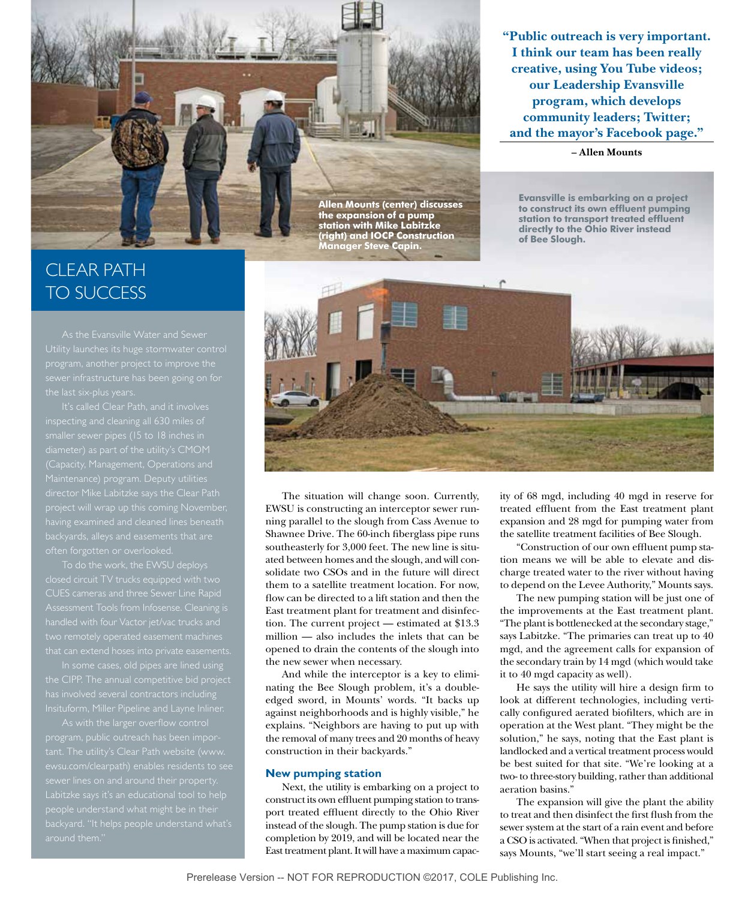Allen Mounts (center) discusses the expansion of a pump station with Mike Labitzke (right) and IOCP Construction Manager Steve Capin.

**"Public outreach is very important. I think our team has been really creative, using You Tube videos; our Leadership Evansville program, which develops community leaders; Twitter; and the mayor's Facebook page."**

**– Allen Mounts**

Evansville is embarking on a project to construct its own effluent pumping station to transport treated effluent directly to the Ohio River instead of Bee Slough.

## CLEAR PATH TO SUCCESS

As the Evansville Water and Sewer Utility launches its huge stormwater control program, another project to improve the sewer infrastructure has been going on for the last six-plus years.

It's called Clear Path, and it involves inspecting and cleaning all 630 miles of smaller sewer pipes (15 to 18 inches in diameter) as part of the utility's CMOM (Capacity, Management, Operations and Maintenance) program. Deputy utilities director Mike Labitzke says the Clear Path project will wrap up this coming November, having examined and cleaned lines beneath backyards, alleys and easements that are often forgotten or overlooked.

To do the work, the EWSU deploys closed circuit TV trucks equipped with two CUES cameras and three Sewer Line Rapid Assessment Tools from Infosense. Cleaning is handled with four Vactor jet/vac trucks and two remotely operated easement machines that can extend hoses into private easements.

In some cases, old pipes are lined using the CIPP. The annual competitive bid project has involved several contractors including Insituform, Miller Pipeline and Layne Inliner.

As with the larger overflow control program, public outreach has been important. The utility's Clear Path website (www.ewsu.com/clearpath) enables residents to see sewer lines on and around their property. Labitzke says it's an educational tool to help people understand what might be in their backyard. "It helps people understand what's around them."

The situation will change soon. Currently, EWSU is constructing an interceptor sewer running parallel to the slough from Cass Avenue to Shawnee Drive. The 60-inch fiberglass pipe runs southeasterly for 3,000 feet. The new line is situated between homes and the slough, and will consolidate two CSOs and in the future will direct them to a satellite treatment location. For now, flow can be directed to a lift station and then the East treatment plant for treatment and disinfection. The current project — estimated at $13.3 million — also includes the inlets that can be opened to drain the contents of the slough into the new sewer when necessary.

And while the interceptor is a key to eliminating the Bee Slough problem, it's a double-edged sword, in Mounts' words. "It backs up against neighborhoods and is highly visible," he explains. "Neighbors are having to put up with the removal of many trees and 20 months of heavy construction in their backyards."

### New pumping station

Next, the utility is embarking on a project to construct its own effluent pumping station to transport treated effluent directly to the Ohio River instead of the slough. The pump station is due for completion by 2019, and will be located near the East treatment plant. It will have a maximum capacity of 68 mgd, including 40 mgd in reserve for treated effluent from the East treatment plant expansion and 28 mgd for pumping water from the satellite treatment facilities of Bee Slough.

"Construction of our own effluent pump station means we will be able to elevate and discharge treated water to the river without having to depend on the Levee Authority," Mounts says.

The new pumping station will be just one of the improvements at the East treatment plant. "The plant is bottlenecked at the secondary stage," says Labitzke. "The primaries can treat up to 40 mgd, and the agreement calls for expansion of the secondary train by 14 mgd (which would take it to 40 mgd capacity as well).

He says the utility will hire a design firm to look at different technologies, including vertically configured aerated biofilters, which are in operation at the West plant. "They might be the solution," he says, noting that the East plant is landlocked and a vertical treatment process would be best suited for that site. "We're looking at a two- to three-story building, rather than additional aeration basins."

The expansion will give the plant the ability to treat and then disinfect the first flush from the sewer system at the start of a rain event and before a CSO is activated. "When that project is finished," says Mounts, "we'll start seeing a real impact."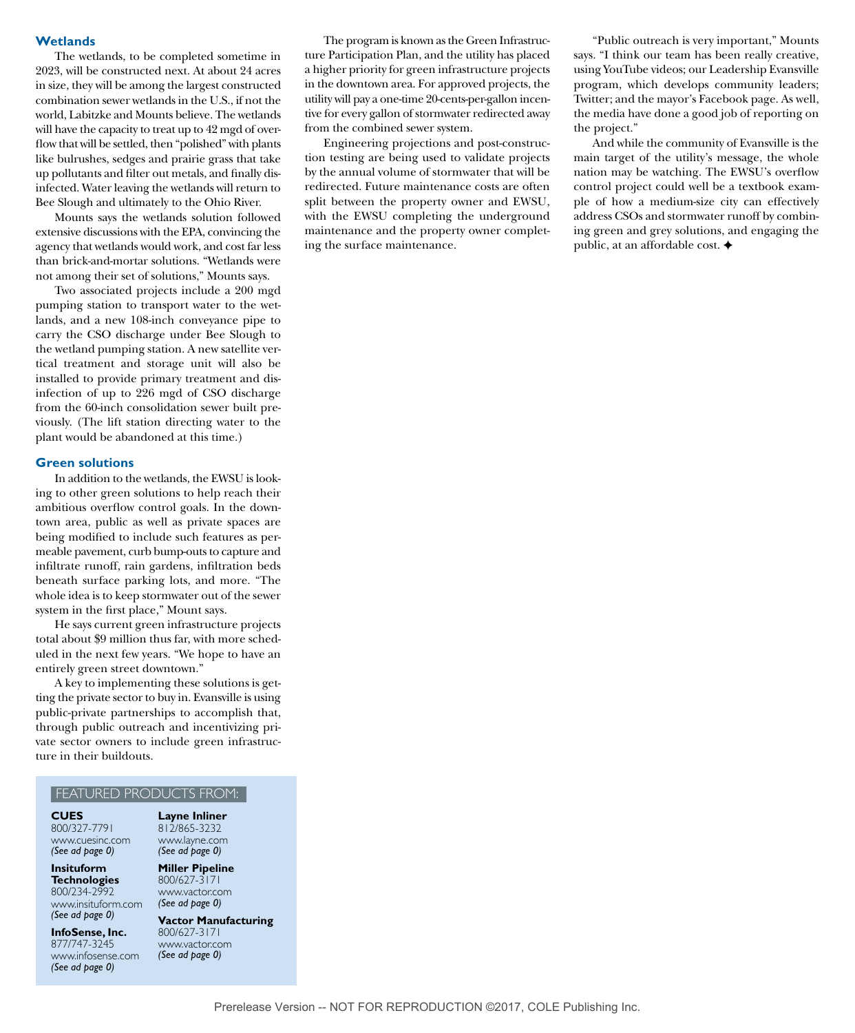## Wetlands

The wetlands, to be completed sometime in 2023, will be constructed next. At about 24 acres in size, they will be among the largest constructed combination sewer wetlands in the U.S., if not the world, Labitzke and Mounts believe. The wetlands will have the capacity to treat up to 42 mgd of overflow that will be settled, then "polished" with plants like bulrushes, sedges and prairie grass that take up pollutants and filter out metals, and finally disinfected. Water leaving the wetlands will return to Bee Slough and ultimately to the Ohio River.

Mounts says the wetlands solution followed extensive discussions with the EPA, convincing the agency that wetlands would work, and cost far less than brick-and-mortar solutions. "Wetlands were not among their set of solutions," Mounts says.

Two associated projects include a 200 mgd pumping station to transport water to the wetlands, and a new 108-inch conveyance pipe to carry the CSO discharge under Bee Slough to the wetland pumping station. A new satellite vertical treatment and storage unit will also be installed to provide primary treatment and disinfection of up to 226 mgd of CSO discharge from the 60-inch consolidation sewer built previously. (The lift station directing water to the plant would be abandoned at this time.)

## Green solutions

In addition to the wetlands, the EWSU is looking to other green solutions to help reach their ambitious overflow control goals. In the downtown area, public as well as private spaces are being modified to include such features as permeable pavement, curb bump-outs to capture and infiltrate runoff, rain gardens, infiltration beds beneath surface parking lots, and more. "The whole idea is to keep stormwater out of the sewer system in the first place," Mount says.

He says current green infrastructure projects total about $9 million thus far, with more scheduled in the next few years. "We hope to have an entirely green street downtown."

A key to implementing these solutions is getting the private sector to buy in. Evansville is using public-private partnerships to accomplish that, through public outreach and incentivizing private sector owners to include green infrastructure in their buildouts.

The program is known as the Green Infrastructure Participation Plan, and the utility has placed a higher priority for green infrastructure projects in the downtown area. For approved projects, the utility will pay a one-time 20-cents-per-gallon incentive for every gallon of stormwater redirected away from the combined sewer system.

Engineering projections and post-construction testing are being used to validate projects by the annual volume of stormwater that will be redirected. Future maintenance costs are often split between the property owner and EWSU, with the EWSU completing the underground maintenance and the property owner completing the surface maintenance.

"Public outreach is very important," Mounts says. "I think our team has been really creative, using YouTube videos; our Leadership Evansville program, which develops community leaders; Twitter; and the mayor's Facebook page. As well, the media have done a good job of reporting on the project."

And while the community of Evansville is the main target of the utility's message, the whole nation may be watching. The EWSU's overflow control project could well be a textbook example of how a medium-size city can effectively address CSOs and stormwater runoff by combining green and grey solutions, and engaging the public, at an affordable cost. ✦

FEATURED PRODUCTS FROM:

**CUES**
800/327-7791
www.cuesinc.com
*(See ad page 0)*

**Insituform Technologies**
800/234-2992
www.insituform.com
*(See ad page 0)*

**InfoSense, Inc.**
877/747-3245
www.infosense.com
*(See ad page 0)*

**Layne Inliner**
812/865-3232
www.layne.com
*(See ad page 0)*

**Miller Pipeline**
800/627-3171
www.vactor.com
*(See ad page 0)*

**Vactor Manufacturing**
800/627-3171
www.vactor.com
*(See ad page 0)*

Prerelease Version -- NOT FOR REPRODUCTION ©2017, COLE Publishing Inc.